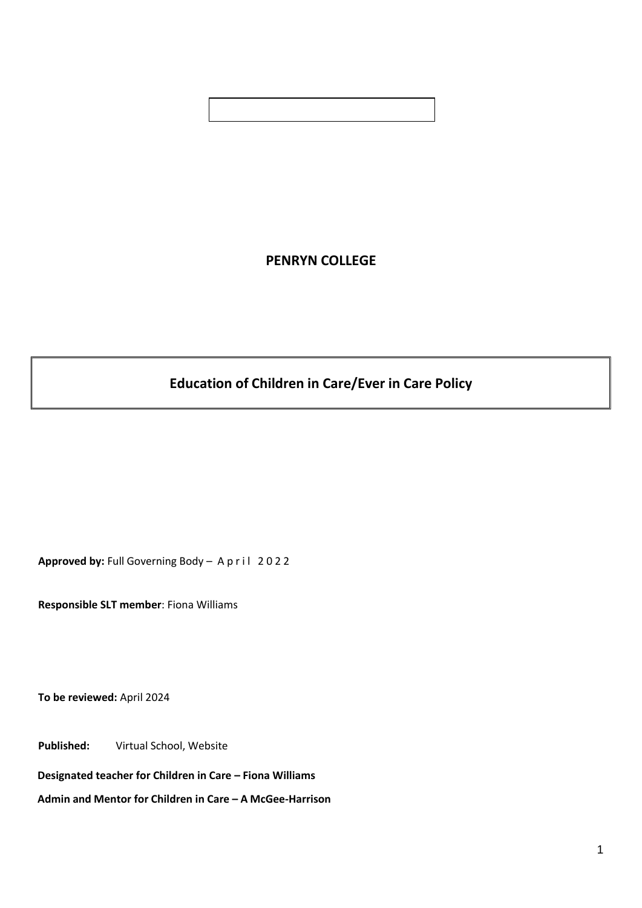**PENRYN COLLEGE**

# Education of Children in Care/Ever in Care Policy

**Approved by:** Full Governing Body – April 2022

**Responsible SLT member**: Fiona Williams

**To be reviewed:** April 2024

**Published:** Virtual School, Website

**Designated teacher for Children in Care – Fiona Williams**

**Admin and Mentor for Children in Care – A McGee-Harrison**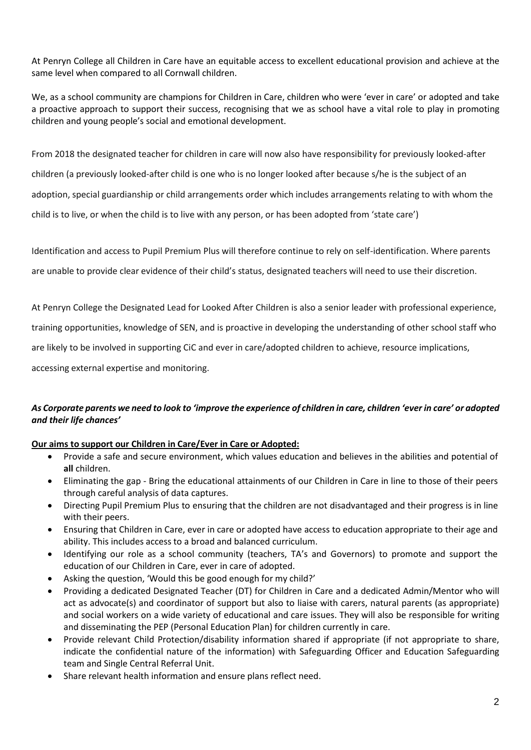At Penryn College all Children in Care have an equitable access to excellent educational provision and achieve at the same level when compared to all Cornwall children.

We, as a school community are champions for Children in Care, children who were 'ever in care' or adopted and take a proactive approach to support their success, recognising that we as school have a vital role to play in promoting children and young people's social and emotional development.

From 2018 the designated teacher for children in care will now also have responsibility for previously looked-after children (a previously looked-after child is one who is no longer looked after because s/he is the subject of an adoption, special guardianship or child arrangements order which includes arrangements relating to with whom the child is to live, or when the child is to live with any person, or has been adopted from 'state care')

Identification and access to Pupil Premium Plus will therefore continue to rely on self-identification. Where parents are unable to provide clear evidence of their child's status, designated teachers will need to use their discretion.

At Penryn College the Designated Lead for Looked After Children is also a senior leader with professional experience, training opportunities, knowledge of SEN, and is proactive in developing the understanding of other school staff who are likely to be involved in supporting CiC and ever in care/adopted children to achieve, resource implications, accessing external expertise and monitoring.

***As Corporate parents we need to look to 'improve the experience of children in care, children 'ever in care' or adopted and their life chances'***

**Our aims to support our Children in Care/Ever in Care or Adopted:**

- Provide a safe and secure environment, which values education and believes in the abilities and potential of **all** children.
- Eliminating the gap - Bring the educational attainments of our Children in Care in line to those of their peers through careful analysis of data captures.
- Directing Pupil Premium Plus to ensuring that the children are not disadvantaged and their progress is in line with their peers.
- Ensuring that Children in Care, ever in care or adopted have access to education appropriate to their age and ability. This includes access to a broad and balanced curriculum.
- Identifying our role as a school community (teachers, TA's and Governors) to promote and support the education of our Children in Care, ever in care of adopted.
- Asking the question, 'Would this be good enough for my child?'
- Providing a dedicated Designated Teacher (DT) for Children in Care and a dedicated Admin/Mentor who will act as advocate(s) and coordinator of support but also to liaise with carers, natural parents (as appropriate) and social workers on a wide variety of educational and care issues. They will also be responsible for writing and disseminating the PEP (Personal Education Plan) for children currently in care.
- Provide relevant Child Protection/disability information shared if appropriate (if not appropriate to share, indicate the confidential nature of the information) with Safeguarding Officer and Education Safeguarding team and Single Central Referral Unit.
- Share relevant health information and ensure plans reflect need.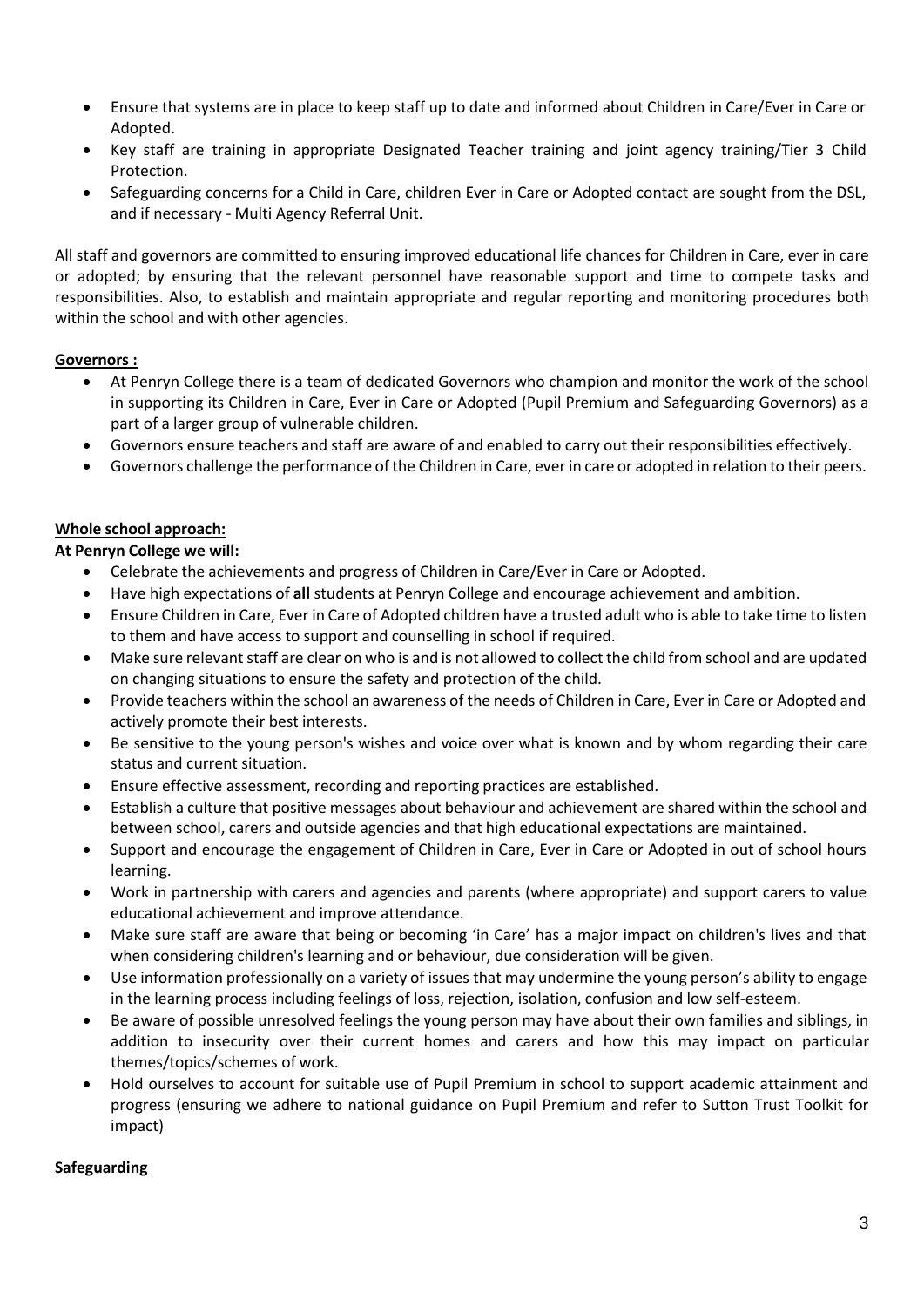- Ensure that systems are in place to keep staff up to date and informed about Children in Care/Ever in Care or Adopted.
- Key staff are training in appropriate Designated Teacher training and joint agency training/Tier 3 Child Protection.
- Safeguarding concerns for a Child in Care, children Ever in Care or Adopted contact are sought from the DSL, and if necessary - Multi Agency Referral Unit.

All staff and governors are committed to ensuring improved educational life chances for Children in Care, ever in care or adopted; by ensuring that the relevant personnel have reasonable support and time to compete tasks and responsibilities. Also, to establish and maintain appropriate and regular reporting and monitoring procedures both within the school and with other agencies.

**Governors :**

- At Penryn College there is a team of dedicated Governors who champion and monitor the work of the school in supporting its Children in Care, Ever in Care or Adopted (Pupil Premium and Safeguarding Governors) as a part of a larger group of vulnerable children.
- Governors ensure teachers and staff are aware of and enabled to carry out their responsibilities effectively.
- Governors challenge the performance of the Children in Care, ever in care or adopted in relation to their peers.

**Whole school approach:**

**At Penryn College we will:**

- Celebrate the achievements and progress of Children in Care/Ever in Care or Adopted.
- Have high expectations of **all** students at Penryn College and encourage achievement and ambition.
- Ensure Children in Care, Ever in Care of Adopted children have a trusted adult who is able to take time to listen to them and have access to support and counselling in school if required.
- Make sure relevant staff are clear on who is and is not allowed to collect the child from school and are updated on changing situations to ensure the safety and protection of the child.
- Provide teachers within the school an awareness of the needs of Children in Care, Ever in Care or Adopted and actively promote their best interests.
- Be sensitive to the young person's wishes and voice over what is known and by whom regarding their care status and current situation.
- Ensure effective assessment, recording and reporting practices are established.
- Establish a culture that positive messages about behaviour and achievement are shared within the school and between school, carers and outside agencies and that high educational expectations are maintained.
- Support and encourage the engagement of Children in Care, Ever in Care or Adopted in out of school hours learning.
- Work in partnership with carers and agencies and parents (where appropriate) and support carers to value educational achievement and improve attendance.
- Make sure staff are aware that being or becoming 'in Care' has a major impact on children's lives and that when considering children's learning and or behaviour, due consideration will be given.
- Use information professionally on a variety of issues that may undermine the young person's ability to engage in the learning process including feelings of loss, rejection, isolation, confusion and low self-esteem.
- Be aware of possible unresolved feelings the young person may have about their own families and siblings, in addition to insecurity over their current homes and carers and how this may impact on particular themes/topics/schemes of work.
- Hold ourselves to account for suitable use of Pupil Premium in school to support academic attainment and progress (ensuring we adhere to national guidance on Pupil Premium and refer to Sutton Trust Toolkit for impact)

**Safeguarding**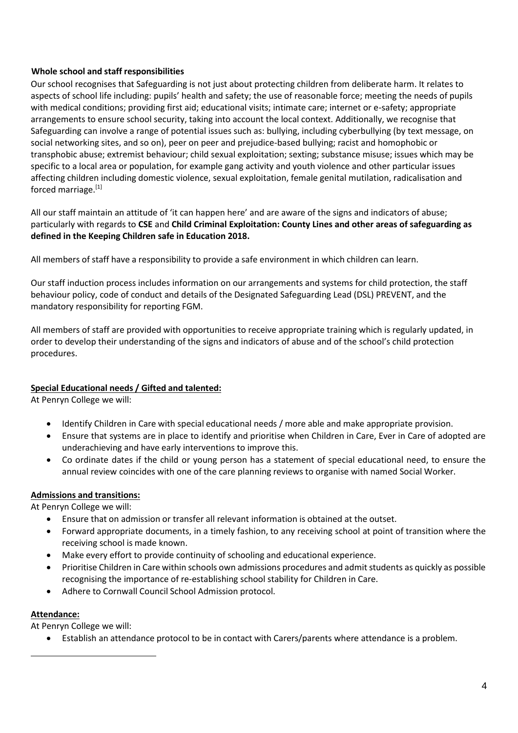### Whole school and staff responsibilities

Our school recognises that Safeguarding is not just about protecting children from deliberate harm. It relates to aspects of school life including: pupils' health and safety; the use of reasonable force; meeting the needs of pupils with medical conditions; providing first aid; educational visits; intimate care; internet or e-safety; appropriate arrangements to ensure school security, taking into account the local context. Additionally, we recognise that Safeguarding can involve a range of potential issues such as: bullying, including cyberbullying (by text message, on social networking sites, and so on), peer on peer and prejudice-based bullying; racist and homophobic or transphobic abuse; extremist behaviour; child sexual exploitation; sexting; substance misuse; issues which may be specific to a local area or population, for example gang activity and youth violence and other particular issues affecting children including domestic violence, sexual exploitation, female genital mutilation, radicalisation and forced marriage.[1]

All our staff maintain an attitude of 'it can happen here' and are aware of the signs and indicators of abuse; particularly with regards to **CSE** and **Child Criminal Exploitation: County Lines and other areas of safeguarding as defined in the Keeping Children safe in Education 2018.**

All members of staff have a responsibility to provide a safe environment in which children can learn.

Our staff induction process includes information on our arrangements and systems for child protection, the staff behaviour policy, code of conduct and details of the Designated Safeguarding Lead (DSL) PREVENT, and the mandatory responsibility for reporting FGM.

All members of staff are provided with opportunities to receive appropriate training which is regularly updated, in order to develop their understanding of the signs and indicators of abuse and of the school's child protection procedures.

### Special Educational needs / Gifted and talented:

At Penryn College we will:

- Identify Children in Care with special educational needs / more able and make appropriate provision.
- Ensure that systems are in place to identify and prioritise when Children in Care, Ever in Care of adopted are underachieving and have early interventions to improve this.
- Co ordinate dates if the child or young person has a statement of special educational need, to ensure the annual review coincides with one of the care planning reviews to organise with named Social Worker.

### Admissions and transitions:

At Penryn College we will:

- Ensure that on admission or transfer all relevant information is obtained at the outset.
- Forward appropriate documents, in a timely fashion, to any receiving school at point of transition where the receiving school is made known.
- Make every effort to provide continuity of schooling and educational experience.
- Prioritise Children in Care within schools own admissions procedures and admit students as quickly as possible recognising the importance of re-establishing school stability for Children in Care.
- Adhere to Cornwall Council School Admission protocol.

### Attendance:

At Penryn College we will:

- Establish an attendance protocol to be in contact with Carers/parents where attendance is a problem.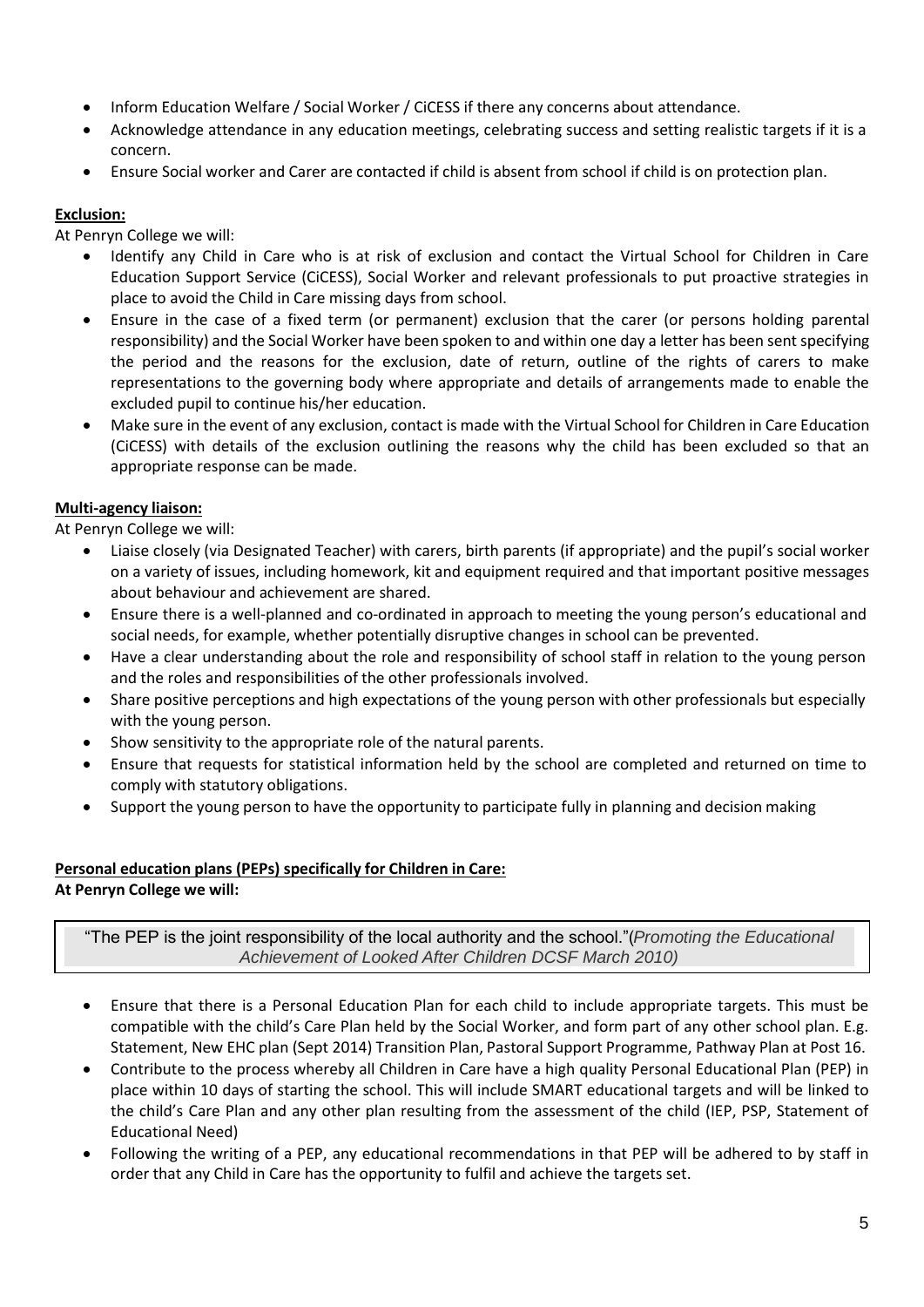- Inform Education Welfare / Social Worker / CiCESS if there any concerns about attendance.
- Acknowledge attendance in any education meetings, celebrating success and setting realistic targets if it is a concern.
- Ensure Social worker and Carer are contacted if child is absent from school if child is on protection plan.

**Exclusion:**

At Penryn College we will:

- Identify any Child in Care who is at risk of exclusion and contact the Virtual School for Children in Care Education Support Service (CiCESS), Social Worker and relevant professionals to put proactive strategies in place to avoid the Child in Care missing days from school.
- Ensure in the case of a fixed term (or permanent) exclusion that the carer (or persons holding parental responsibility) and the Social Worker have been spoken to and within one day a letter has been sent specifying the period and the reasons for the exclusion, date of return, outline of the rights of carers to make representations to the governing body where appropriate and details of arrangements made to enable the excluded pupil to continue his/her education.
- Make sure in the event of any exclusion, contact is made with the Virtual School for Children in Care Education (CiCESS) with details of the exclusion outlining the reasons why the child has been excluded so that an appropriate response can be made.

**Multi-agency liaison:**

At Penryn College we will:

- Liaise closely (via Designated Teacher) with carers, birth parents (if appropriate) and the pupil's social worker on a variety of issues, including homework, kit and equipment required and that important positive messages about behaviour and achievement are shared.
- Ensure there is a well-planned and co-ordinated in approach to meeting the young person's educational and social needs, for example, whether potentially disruptive changes in school can be prevented.
- Have a clear understanding about the role and responsibility of school staff in relation to the young person and the roles and responsibilities of the other professionals involved.
- Share positive perceptions and high expectations of the young person with other professionals but especially with the young person.
- Show sensitivity to the appropriate role of the natural parents.
- Ensure that requests for statistical information held by the school are completed and returned on time to comply with statutory obligations.
- Support the young person to have the opportunity to participate fully in planning and decision making

**Personal education plans (PEPs) specifically for Children in Care:**

**At Penryn College we will:**

> "The PEP is the joint responsibility of the local authority and the school."(*Promoting the Educational Achievement of Looked After Children DCSF March 2010)*

- Ensure that there is a Personal Education Plan for each child to include appropriate targets. This must be compatible with the child's Care Plan held by the Social Worker, and form part of any other school plan. E.g. Statement, New EHC plan (Sept 2014) Transition Plan, Pastoral Support Programme, Pathway Plan at Post 16.
- Contribute to the process whereby all Children in Care have a high quality Personal Educational Plan (PEP) in place within 10 days of starting the school. This will include SMART educational targets and will be linked to the child's Care Plan and any other plan resulting from the assessment of the child (IEP, PSP, Statement of Educational Need)
- Following the writing of a PEP, any educational recommendations in that PEP will be adhered to by staff in order that any Child in Care has the opportunity to fulfil and achieve the targets set.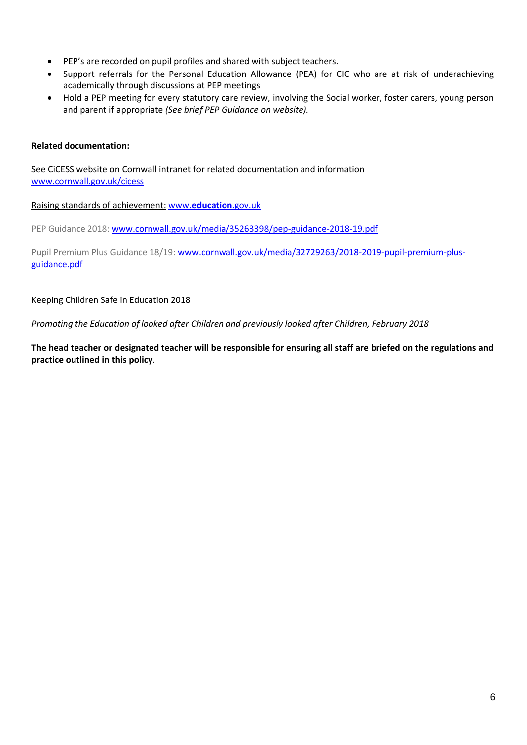- PEP's are recorded on pupil profiles and shared with subject teachers.
- Support referrals for the Personal Education Allowance (PEA) for CIC who are at risk of underachieving academically through discussions at PEP meetings
- Hold a PEP meeting for every statutory care review, involving the Social worker, foster carers, young person and parent if appropriate *(See brief PEP Guidance on website).*

**Related documentation:**

See CiCESS website on Cornwall intranet for related documentation and information
www.cornwall.gov.uk/cicess

Raising standards of achievement: www.**education**.gov.uk

PEP Guidance 2018: www.cornwall.gov.uk/media/35263398/pep-guidance-2018-19.pdf

Pupil Premium Plus Guidance 18/19: www.cornwall.gov.uk/media/32729263/2018-2019-pupil-premium-plus-guidance.pdf

Keeping Children Safe in Education 2018

*Promoting the Education of looked after Children and previously looked after Children, February 2018*

**The head teacher or designated teacher will be responsible for ensuring all staff are briefed on the regulations and practice outlined in this policy**.